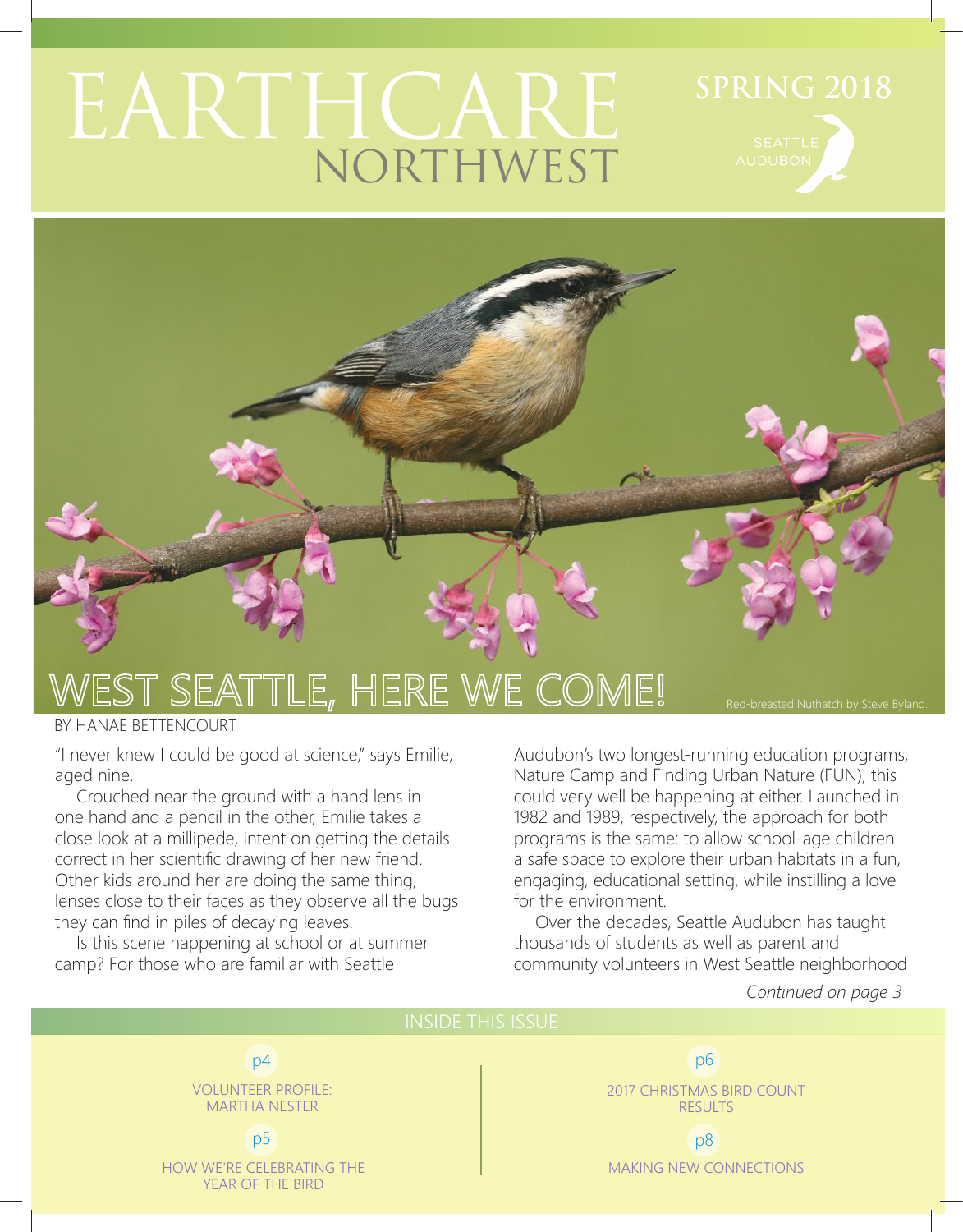# EARTHCARE NORTHWEST

SPRING 2018

SEATTLE AUDUBON

Red-breasted Nuthatch by Steve Byland.

## WEST SEATTLE, HERE WE COME!

BY HANAE BETTENCOURT

"I never knew I could be good at science," says Emilie, aged nine.

Crouched near the ground with a hand lens in one hand and a pencil in the other, Emilie takes a close look at a millipede, intent on getting the details correct in her scientific drawing of her new friend. Other kids around her are doing the same thing, lenses close to their faces as they observe all the bugs they can find in piles of decaying leaves.

Is this scene happening at school or at summer camp? For those who are familiar with Seattle Audubon's two longest-running education programs, Nature Camp and Finding Urban Nature (FUN), this could very well be happening at either. Launched in 1982 and 1989, respectively, the approach for both programs is the same: to allow school-age children a safe space to explore their urban habitats in a fun, engaging, educational setting, while instilling a love for the environment.

Over the decades, Seattle Audubon has taught thousands of students as well as parent and community volunteers in West Seattle neighborhood

*Continued on page 3*

### INSIDE THIS ISSUE

- p4 — VOLUNTEER PROFILE: MARTHA NESTER
- p5 — HOW WE'RE CELEBRATING THE YEAR OF THE BIRD
- p6 — 2017 CHRISTMAS BIRD COUNT RESULTS
- p8 — MAKING NEW CONNECTIONS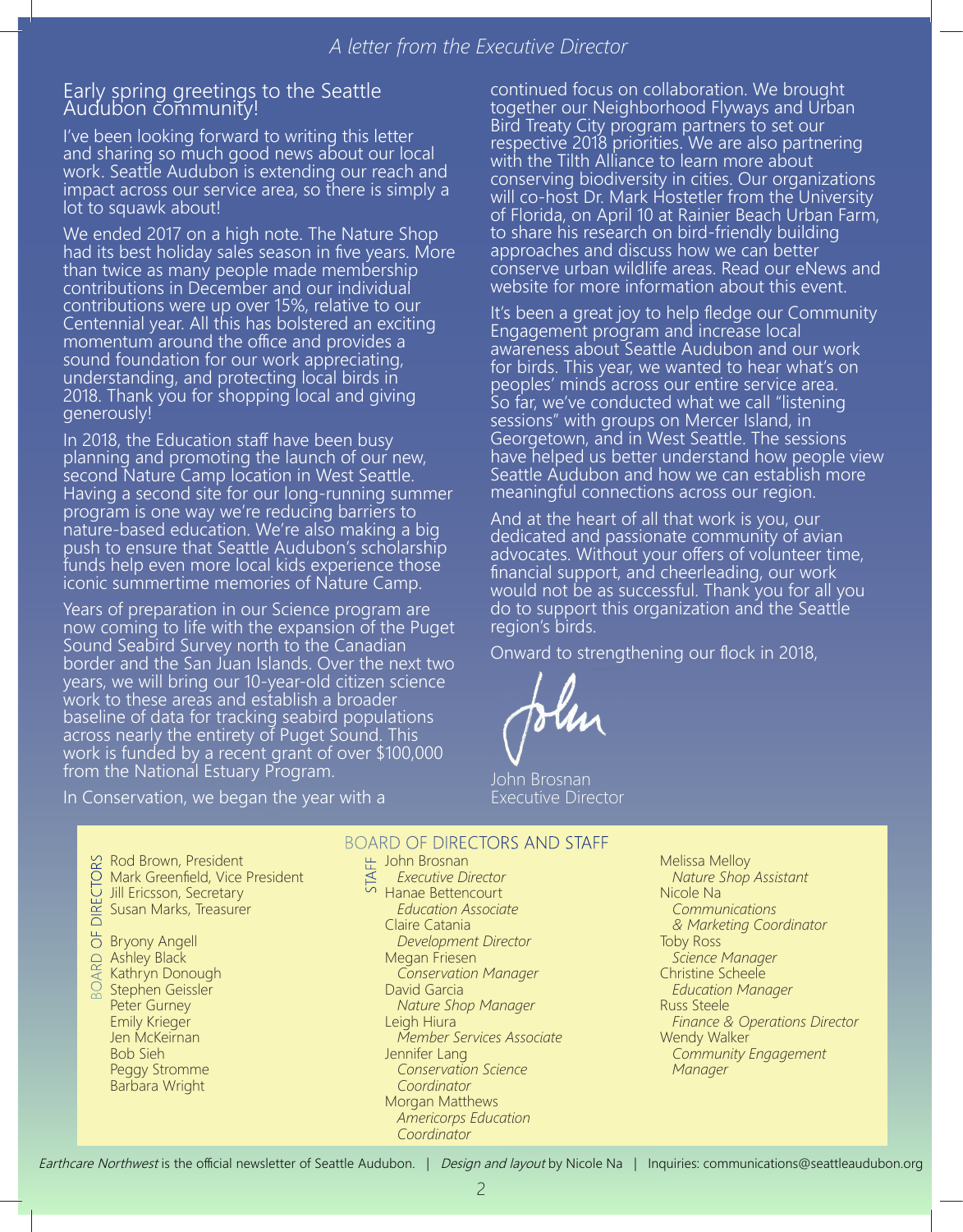*A letter from the Executive Director*

## Early spring greetings to the Seattle Audubon community!

I've been looking forward to writing this letter and sharing so much good news about our local work. Seattle Audubon is extending our reach and impact across our service area, so there is simply a lot to squawk about!

We ended 2017 on a high note. The Nature Shop had its best holiday sales season in five years. More than twice as many people made membership contributions in December and our individual contributions were up over 15%, relative to our Centennial year. All this has bolstered an exciting momentum around the office and provides a sound foundation for our work appreciating, understanding, and protecting local birds in 2018. Thank you for shopping local and giving generously!

In 2018, the Education staff have been busy planning and promoting the launch of our new, second Nature Camp location in West Seattle. Having a second site for our long-running summer program is one way we're reducing barriers to nature-based education. We're also making a big push to ensure that Seattle Audubon's scholarship funds help even more local kids experience those iconic summertime memories of Nature Camp.

Years of preparation in our Science program are now coming to life with the expansion of the Puget Sound Seabird Survey north to the Canadian border and the San Juan Islands. Over the next two years, we will bring our 10-year-old citizen science work to these areas and establish a broader baseline of data for tracking seabird populations across nearly the entirety of Puget Sound. This work is funded by a recent grant of over $100,000 from the National Estuary Program.

In Conservation, we began the year with a continued focus on collaboration. We brought together our Neighborhood Flyways and Urban Bird Treaty City program partners to set our respective 2018 priorities. We are also partnering with the Tilth Alliance to learn more about conserving biodiversity in cities. Our organizations will co-host Dr. Mark Hostetler from the University of Florida, on April 10 at Rainier Beach Urban Farm, to share his research on bird-friendly building approaches and discuss how we can better conserve urban wildlife areas. Read our eNews and website for more information about this event.

It's been a great joy to help fledge our Community Engagement program and increase local awareness about Seattle Audubon and our work for birds. This year, we wanted to hear what's on peoples' minds across our entire service area. So far, we've conducted what we call "listening sessions" with groups on Mercer Island, in Georgetown, and in West Seattle. The sessions have helped us better understand how people view Seattle Audubon and how we can establish more meaningful connections across our region.

And at the heart of all that work is you, our dedicated and passionate community of avian advocates. Without your offers of volunteer time, financial support, and cheerleading, our work would not be as successful. Thank you for all you do to support this organization and the Seattle region's birds.

Onward to strengthening our flock in 2018,

John

John Brosnan
Executive Director

## BOARD OF DIRECTORS AND STAFF

**BOARD OF DIRECTORS**

Rod Brown, President
Mark Greenfield, Vice President
Jill Ericsson, Secretary
Susan Marks, Treasurer

Bryony Angell
Ashley Black
Kathryn Donough
Stephen Geissler
Peter Gurney
Emily Krieger
Jen McKeirnan
Bob Sieh
Peggy Stromme
Barbara Wright

**STAFF**

John Brosnan
*Executive Director*
Hanae Bettencourt
*Education Associate*
Claire Catania
*Development Director*
Megan Friesen
*Conservation Manager*
David Garcia
*Nature Shop Manager*
Leigh Hiura
*Member Services Associate*
Jennifer Lang
*Conservation Science Coordinator*
Morgan Matthews
*Americorps Education Coordinator*
Melissa Melloy
*Nature Shop Assistant*
Nicole Na
*Communications & Marketing Coordinator*
Toby Ross
*Science Manager*
Christine Scheele
*Education Manager*
Russ Steele
*Finance & Operations Director*
Wendy Walker
*Community Engagement Manager*

*Earthcare Northwest* is the official newsletter of Seattle Audubon. | *Design and layout* by Nicole Na | Inquiries: communications@seattleaudubon.org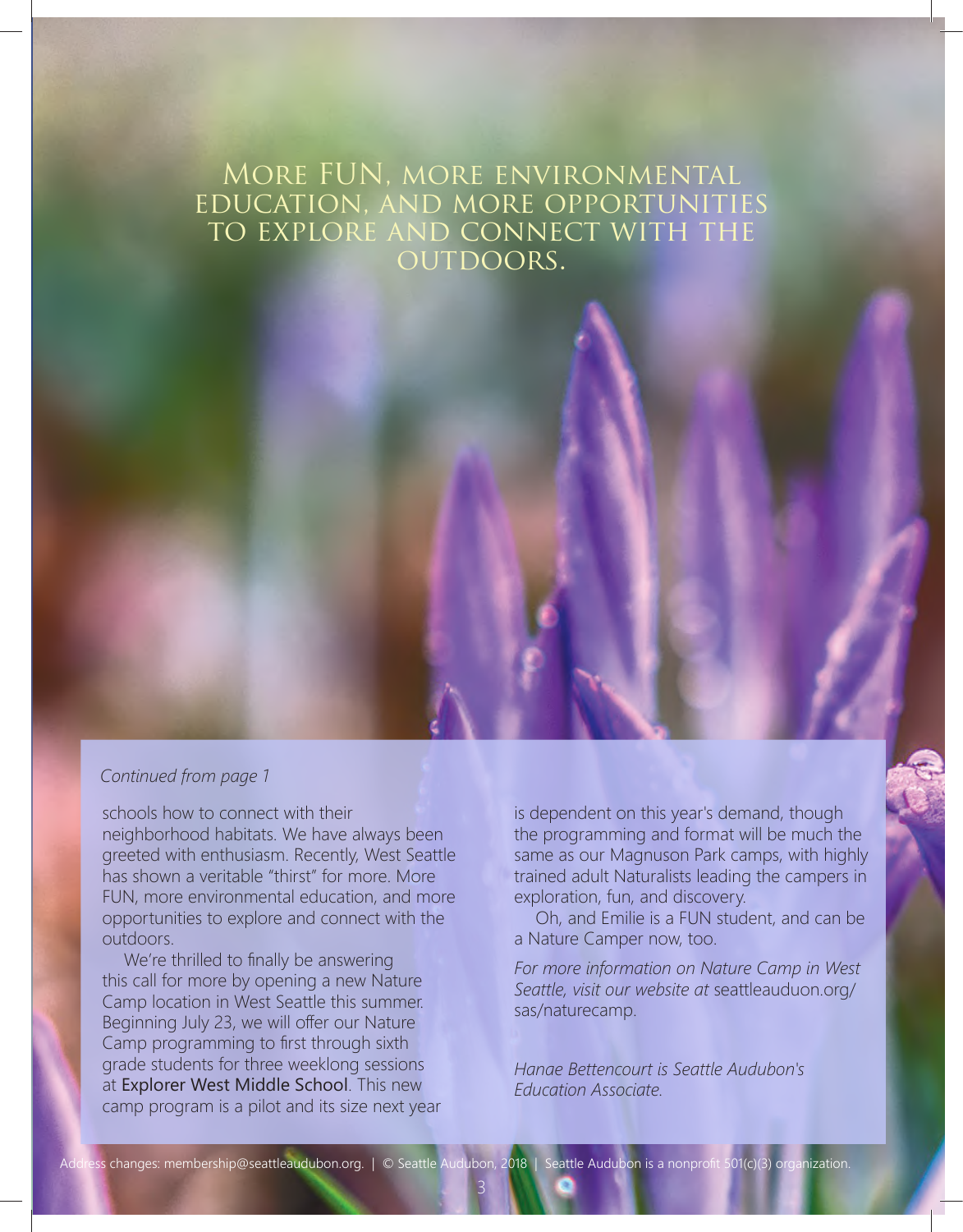# More FUN, more environmental education, and more opportunities to explore and connect with the outdoors.

*Continued from page 1*

schools how to connect with their neighborhood habitats. We have always been greeted with enthusiasm. Recently, West Seattle has shown a veritable "thirst" for more. More FUN, more environmental education, and more opportunities to explore and connect with the outdoors.

We're thrilled to finally be answering this call for more by opening a new Nature Camp location in West Seattle this summer. Beginning July 23, we will offer our Nature Camp programming to first through sixth grade students for three weeklong sessions at Explorer West Middle School. This new camp program is a pilot and its size next year is dependent on this year's demand, though the programming and format will be much the same as our Magnuson Park camps, with highly trained adult Naturalists leading the campers in exploration, fun, and discovery.

Oh, and Emilie is a FUN student, and can be a Nature Camper now, too.

*For more information on Nature Camp in West Seattle, visit our website at* seattleauduon.org/sas/naturecamp.

*Hanae Bettencourt is Seattle Audubon's Education Associate.*

Address changes: membership@seattleaudubon.org. | © Seattle Audubon, 2018 | Seattle Audubon is a nonprofit 501(c)(3) organization.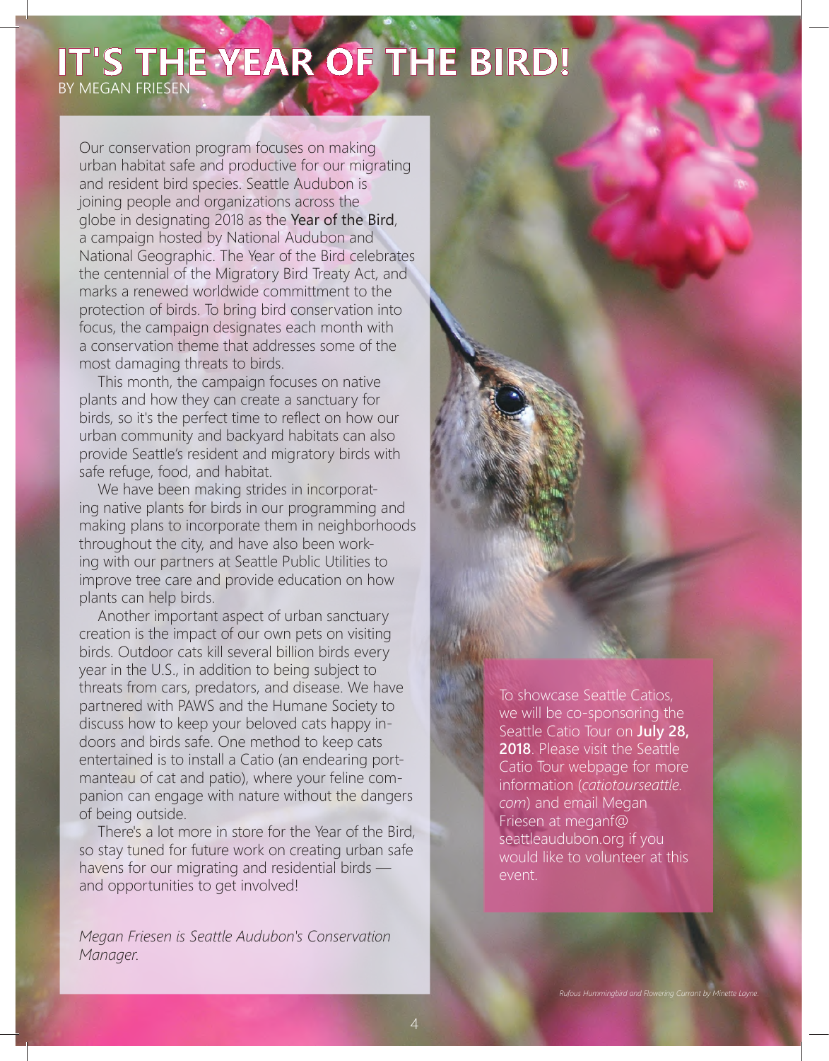# IT'S THE YEAR OF THE BIRD!

BY MEGAN FRIESEN

Our conservation program focuses on making urban habitat safe and productive for our migrating and resident bird species. Seattle Audubon is joining people and organizations across the globe in designating 2018 as the Year of the Bird, a campaign hosted by National Audubon and National Geographic. The Year of the Bird celebrates the centennial of the Migratory Bird Treaty Act, and marks a renewed worldwide committment to the protection of birds. To bring bird conservation into focus, the campaign designates each month with a conservation theme that addresses some of the most damaging threats to birds.

This month, the campaign focuses on native plants and how they can create a sanctuary for birds, so it's the perfect time to reflect on how our urban community and backyard habitats can also provide Seattle's resident and migratory birds with safe refuge, food, and habitat.

We have been making strides in incorporating native plants for birds in our programming and making plans to incorporate them in neighborhoods throughout the city, and have also been working with our partners at Seattle Public Utilities to improve tree care and provide education on how plants can help birds.

Another important aspect of urban sanctuary creation is the impact of our own pets on visiting birds. Outdoor cats kill several billion birds every year in the U.S., in addition to being subject to threats from cars, predators, and disease. We have partnered with PAWS and the Humane Society to discuss how to keep your beloved cats happy indoors and birds safe. One method to keep cats entertained is to install a Catio (an endearing portmanteau of cat and patio), where your feline companion can engage with nature without the dangers of being outside.

There's a lot more in store for the Year of the Bird, so stay tuned for future work on creating urban safe havens for our migrating and residential birds — and opportunities to get involved!

*Megan Friesen is Seattle Audubon's Conservation Manager.*

To showcase Seattle Catios, we will be co-sponsoring the Seattle Catio Tour on **July 28, 2018**. Please visit the Seattle Catio Tour webpage for more information (*catiotourseattle.com*) and email Megan Friesen at meganf@seattleaudubon.org if you would like to volunteer at this event.

*Rufous Hummingbird and Flowering Currant by Minette Layne.*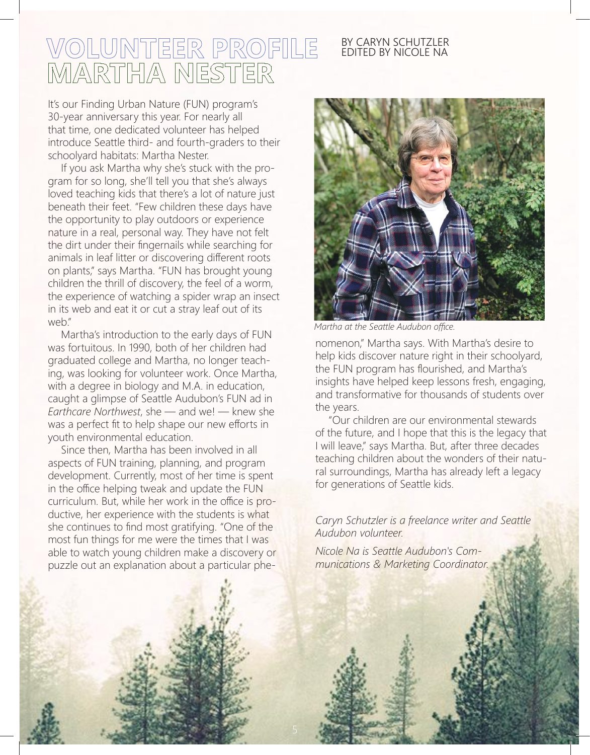# VOLUNTEER PROFILE
# MARTHA NESTER

BY CARYN SCHUTZLER
EDITED BY NICOLE NA

It's our Finding Urban Nature (FUN) program's 30-year anniversary this year. For nearly all that time, one dedicated volunteer has helped introduce Seattle third- and fourth-graders to their schoolyard habitats: Martha Nester.

If you ask Martha why she's stuck with the program for so long, she'll tell you that she's always loved teaching kids that there's a lot of nature just beneath their feet. "Few children these days have the opportunity to play outdoors or experience nature in a real, personal way. They have not felt the dirt under their fingernails while searching for animals in leaf litter or discovering different roots on plants," says Martha. "FUN has brought young children the thrill of discovery, the feel of a worm, the experience of watching a spider wrap an insect in its web and eat it or cut a stray leaf out of its web."

Martha's introduction to the early days of FUN was fortuitous. In 1990, both of her children had graduated college and Martha, no longer teaching, was looking for volunteer work. Once Martha, with a degree in biology and M.A. in education, caught a glimpse of Seattle Audubon's FUN ad in *Earthcare Northwest*, she — and we! — knew she was a perfect fit to help shape our new efforts in youth environmental education.

Since then, Martha has been involved in all aspects of FUN training, planning, and program development. Currently, most of her time is spent in the office helping tweak and update the FUN curriculum. But, while her work in the office is productive, her experience with the students is what she continues to find most gratifying. "One of the most fun things for me were the times that I was able to watch young children make a discovery or puzzle out an explanation about a particular phenomenon," Martha says. With Martha's desire to help kids discover nature right in their schoolyard, the FUN program has flourished, and Martha's insights have helped keep lessons fresh, engaging, and transformative for thousands of students over the years.

*Martha at the Seattle Audubon office.*

"Our children are our environmental stewards of the future, and I hope that this is the legacy that I will leave," says Martha. But, after three decades teaching children about the wonders of their natural surroundings, Martha has already left a legacy for generations of Seattle kids.

*Caryn Schutzler is a freelance writer and Seattle Audubon volunteer.*

*Nicole Na is Seattle Audubon's Communications & Marketing Coordinator.*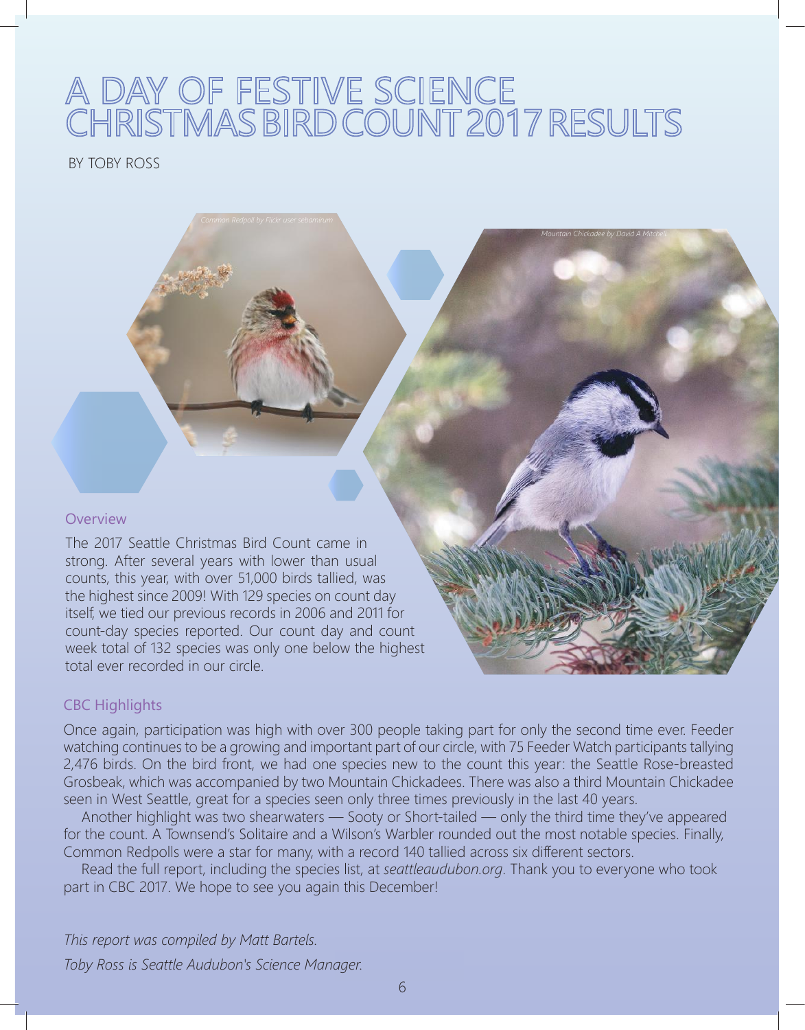# A DAY OF FESTIVE SCIENCE CHRISTMAS BIRD COUNT 2017 RESULTS

BY TOBY ROSS

*Common Redpoll by Flickr user sebamirum*

*Mountain Chickadee by David A Mitchell*

## Overview

The 2017 Seattle Christmas Bird Count came in strong. After several years with lower than usual counts, this year, with over 51,000 birds tallied, was the highest since 2009! With 129 species on count day itself, we tied our previous records in 2006 and 2011 for count-day species reported. Our count day and count week total of 132 species was only one below the highest total ever recorded in our circle.

## CBC Highlights

Once again, participation was high with over 300 people taking part for only the second time ever. Feeder watching continues to be a growing and important part of our circle, with 75 Feeder Watch participants tallying 2,476 birds. On the bird front, we had one species new to the count this year: the Seattle Rose-breasted Grosbeak, which was accompanied by two Mountain Chickadees. There was also a third Mountain Chickadee seen in West Seattle, great for a species seen only three times previously in the last 40 years.

Another highlight was two shearwaters — Sooty or Short-tailed — only the third time they've appeared for the count. A Townsend's Solitaire and a Wilson's Warbler rounded out the most notable species. Finally, Common Redpolls were a star for many, with a record 140 tallied across six different sectors.

Read the full report, including the species list, at *seattleaudubon.org*. Thank you to everyone who took part in CBC 2017. We hope to see you again this December!

*This report was compiled by Matt Bartels.*

*Toby Ross is Seattle Audubon's Science Manager.*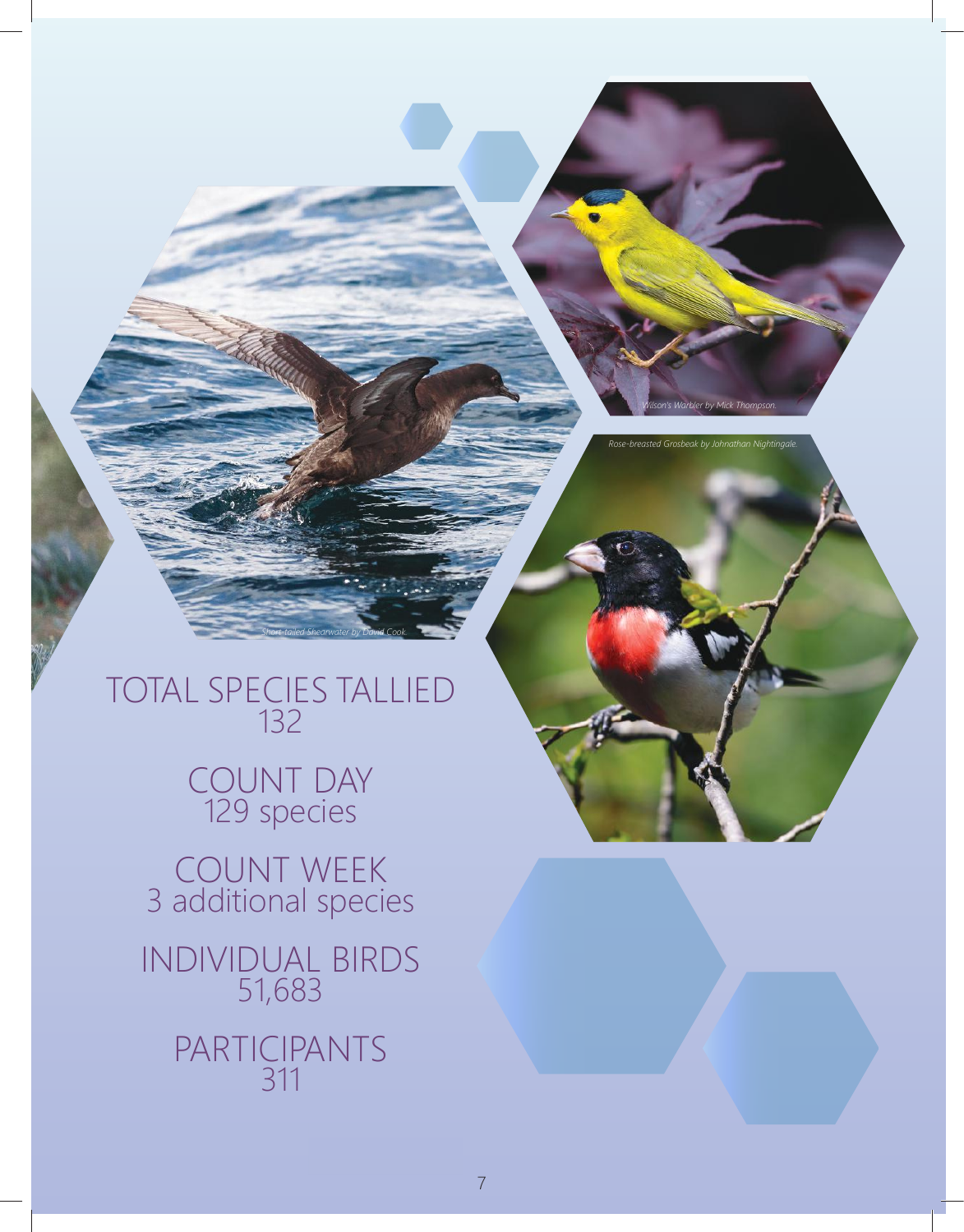Wilson's Warbler by Mick Thompson.

Rose-breasted Grosbeak by Johnathan Nightingale.

Short-tailed Shearwater by David Cook.

TOTAL SPECIES TALLIED
132

COUNT DAY
129 species

COUNT WEEK
3 additional species

INDIVIDUAL BIRDS
51,683

PARTICIPANTS
311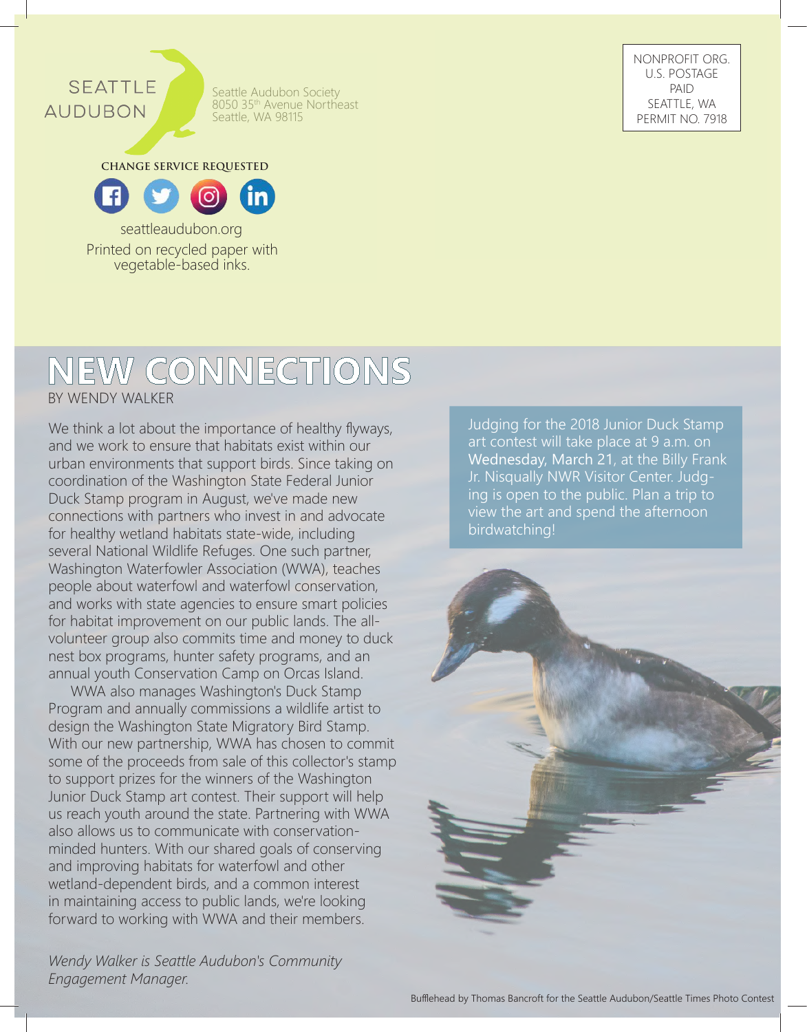SEATTLE AUDUBON

Seattle Audubon Society
8050 35th Avenue Northeast
Seattle, WA 98115

NONPROFIT ORG.
U.S. POSTAGE
PAID
SEATTLE, WA
PERMIT NO. 7918

**CHANGE SERVICE REQUESTED**

seattleaudubon.org

Printed on recycled paper with vegetable-based inks.

# NEW CONNECTIONS

BY WENDY WALKER

We think a lot about the importance of healthy flyways, and we work to ensure that habitats exist within our urban environments that support birds. Since taking on coordination of the Washington State Federal Junior Duck Stamp program in August, we've made new connections with partners who invest in and advocate for healthy wetland habitats state-wide, including several National Wildlife Refuges. One such partner, Washington Waterfowler Association (WWA), teaches people about waterfowl and waterfowl conservation, and works with state agencies to ensure smart policies for habitat improvement on our public lands. The all-volunteer group also commits time and money to duck nest box programs, hunter safety programs, and an annual youth Conservation Camp on Orcas Island.

WWA also manages Washington's Duck Stamp Program and annually commissions a wildlife artist to design the Washington State Migratory Bird Stamp. With our new partnership, WWA has chosen to commit some of the proceeds from sale of this collector's stamp to support prizes for the winners of the Washington Junior Duck Stamp art contest. Their support will help us reach youth around the state. Partnering with WWA also allows us to communicate with conservation-minded hunters. With our shared goals of conserving and improving habitats for waterfowl and other wetland-dependent birds, and a common interest in maintaining access to public lands, we're looking forward to working with WWA and their members.

*Wendy Walker is Seattle Audubon's Community Engagement Manager.*

Judging for the 2018 Junior Duck Stamp art contest will take place at 9 a.m. on Wednesday, March 21, at the Billy Frank Jr. Nisqually NWR Visitor Center. Judging is open to the public. Plan a trip to view the art and spend the afternoon birdwatching!

Bufflehead by Thomas Bancroft for the Seattle Audubon/Seattle Times Photo Contest